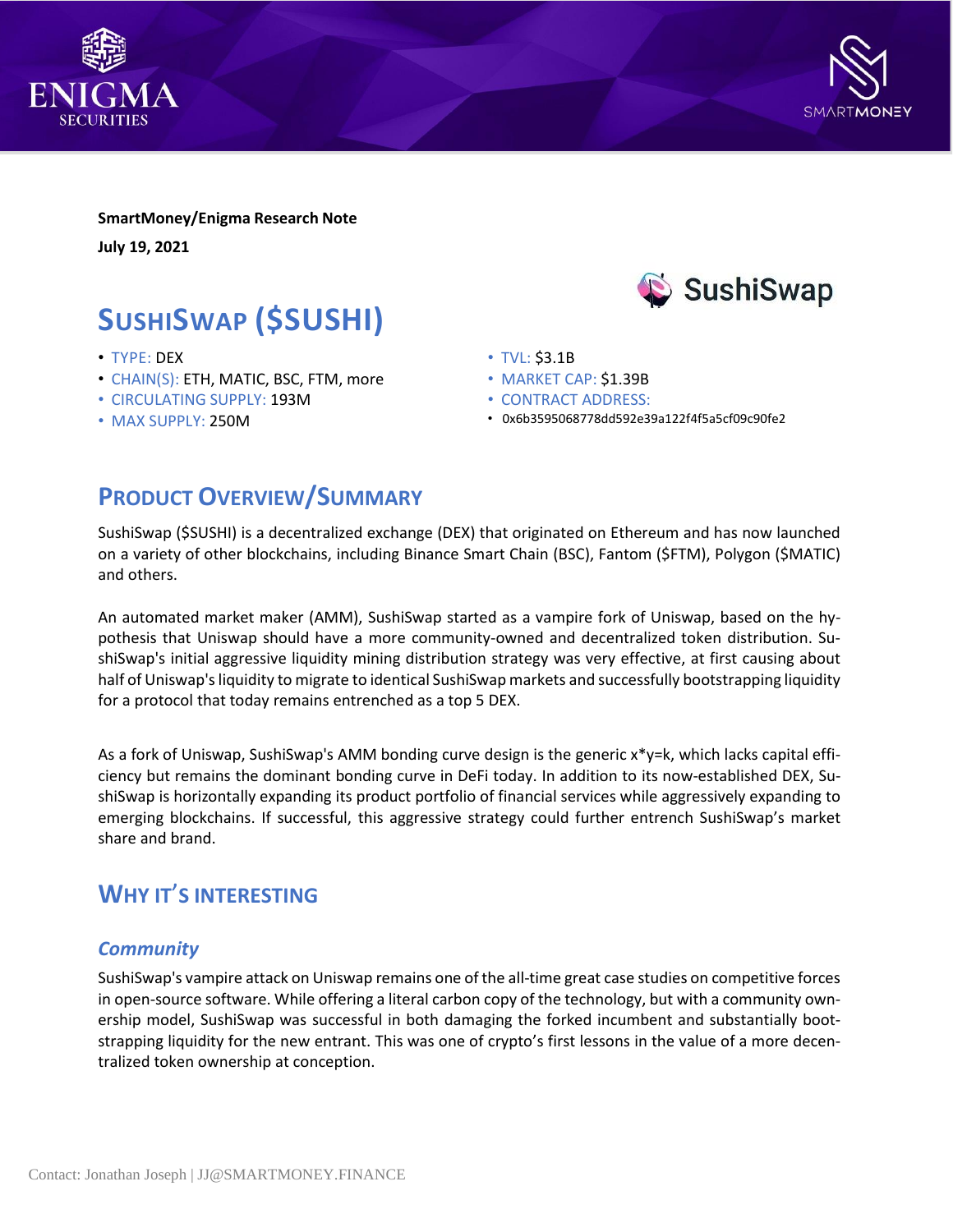**SmartMoney/Enigma Research Note**

**July 19, 2021**

# SushiSwap ($SUSHI)

- TYPE: DEX
- CHAIN(S): ETH, MATIC, BSC, FTM, more
- CIRCULATING SUPPLY: 193M
- MAX SUPPLY: 250M
- TVL: $3.1B
- MARKET CAP: $1.39B
- CONTRACT ADDRESS:
- 0x6b3595068778dd592e39a122f4f5a5cf09c90fe2

## Product Overview/Summary

SushiSwap ($SUSHI) is a decentralized exchange (DEX) that originated on Ethereum and has now launched on a variety of other blockchains, including Binance Smart Chain (BSC), Fantom ($FTM), Polygon ($MATIC) and others.

An automated market maker (AMM), SushiSwap started as a vampire fork of Uniswap, based on the hypothesis that Uniswap should have a more community-owned and decentralized token distribution. SushiSwap's initial aggressive liquidity mining distribution strategy was very effective, at first causing about half of Uniswap's liquidity to migrate to identical SushiSwap markets and successfully bootstrapping liquidity for a protocol that today remains entrenched as a top 5 DEX.

As a fork of Uniswap, SushiSwap's AMM bonding curve design is the generic x*y=k, which lacks capital efficiency but remains the dominant bonding curve in DeFi today. In addition to its now-established DEX, SushiSwap is horizontally expanding its product portfolio of financial services while aggressively expanding to emerging blockchains. If successful, this aggressive strategy could further entrench SushiSwap's market share and brand.

## Why it's interesting

### *Community*

SushiSwap's vampire attack on Uniswap remains one of the all-time great case studies on competitive forces in open-source software. While offering a literal carbon copy of the technology, but with a community ownership model, SushiSwap was successful in both damaging the forked incumbent and substantially bootstrapping liquidity for the new entrant. This was one of crypto's first lessons in the value of a more decentralized token ownership at conception.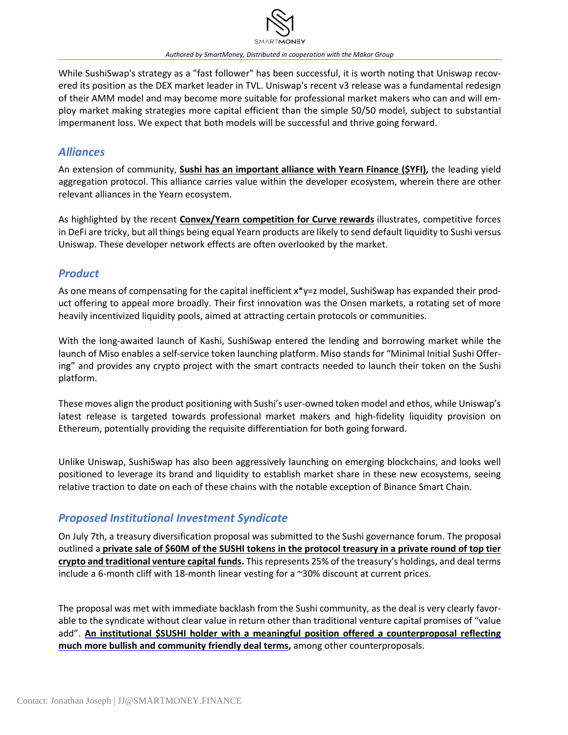While SushiSwap's strategy as a "fast follower" has been successful, it is worth noting that Uniswap recovered its position as the DEX market leader in TVL. Uniswap's recent v3 release was a fundamental redesign of their AMM model and may become more suitable for professional market makers who can and will employ market making strategies more capital efficient than the simple 50/50 model, subject to substantial impermanent loss. We expect that both models will be successful and thrive going forward.

## *Alliances*

An extension of community, **Sushi has an important alliance with Yearn Finance ($YFI),** the leading yield aggregation protocol. This alliance carries value within the developer ecosystem, wherein there are other relevant alliances in the Yearn ecosystem.

As highlighted by the recent **Convex/Yearn competition for Curve rewards** illustrates, competitive forces in DeFi are tricky, but all things being equal Yearn products are likely to send default liquidity to Sushi versus Uniswap. These developer network effects are often overlooked by the market.

## *Product*

As one means of compensating for the capital inefficient x*y=z model, SushiSwap has expanded their product offering to appeal more broadly. Their first innovation was the Onsen markets, a rotating set of more heavily incentivized liquidity pools, aimed at attracting certain protocols or communities.

With the long-awaited launch of Kashi, SushiSwap entered the lending and borrowing market while the launch of Miso enables a self-service token launching platform. Miso stands for "Minimal Initial Sushi Offering" and provides any crypto project with the smart contracts needed to launch their token on the Sushi platform.

These moves align the product positioning with Sushi's user-owned token model and ethos, while Uniswap's latest release is targeted towards professional market makers and high-fidelity liquidity provision on Ethereum, potentially providing the requisite differentiation for both going forward.

Unlike Uniswap, SushiSwap has also been aggressively launching on emerging blockchains, and looks well positioned to leverage its brand and liquidity to establish market share in these new ecosystems, seeing relative traction to date on each of these chains with the notable exception of Binance Smart Chain.

## *Proposed Institutional Investment Syndicate*

On July 7th, a treasury diversification proposal was submitted to the Sushi governance forum. The proposal outlined a **private sale of $60M of the SUSHI tokens in the protocol treasury in a private round of top tier crypto and traditional venture capital funds.** This represents 25% of the treasury's holdings, and deal terms include a 6-month cliff with 18-month linear vesting for a ~30% discount at current prices.

The proposal was met with immediate backlash from the Sushi community, as the deal is very clearly favorable to the syndicate without clear value in return other than traditional venture capital promises of "value add". **An institutional $SUSHI holder with a meaningful position offered a counterproposal reflecting much more bullish and community friendly deal terms,** among other counterproposals.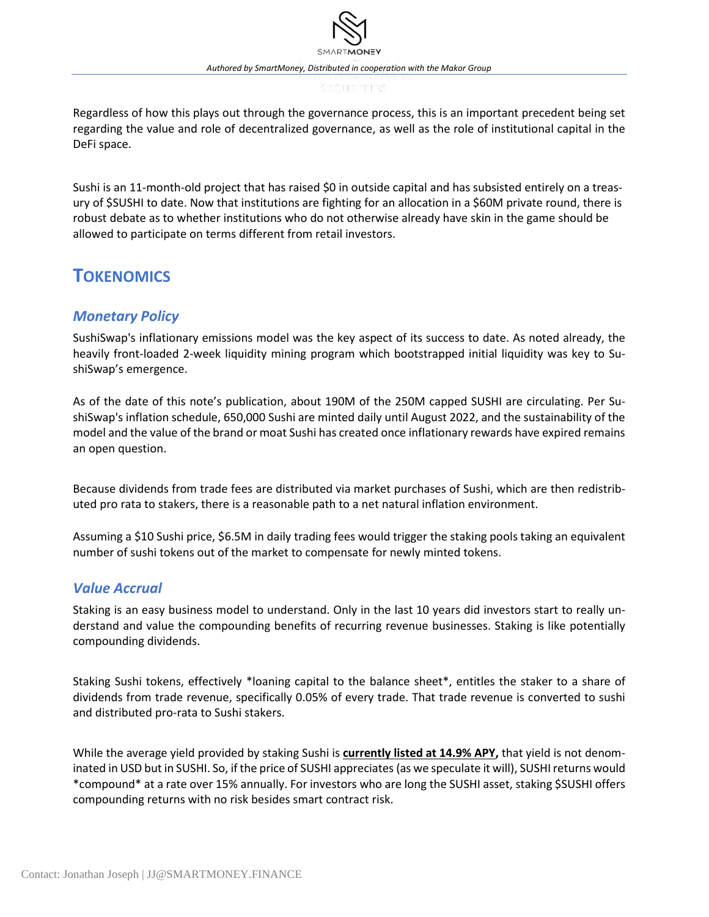Regardless of how this plays out through the governance process, this is an important precedent being set regarding the value and role of decentralized governance, as well as the role of institutional capital in the DeFi space.

Sushi is an 11-month-old project that has raised $0 in outside capital and has subsisted entirely on a treasury of $SUSHI to date. Now that institutions are fighting for an allocation in a $60M private round, there is robust debate as to whether institutions who do not otherwise already have skin in the game should be allowed to participate on terms different from retail investors.

# TOKENOMICS

## *Monetary Policy*

SushiSwap's inflationary emissions model was the key aspect of its success to date. As noted already, the heavily front-loaded 2-week liquidity mining program which bootstrapped initial liquidity was key to SushiSwap's emergence.

As of the date of this note's publication, about 190M of the 250M capped SUSHI are circulating. Per SushiSwap's inflation schedule, 650,000 Sushi are minted daily until August 2022, and the sustainability of the model and the value of the brand or moat Sushi has created once inflationary rewards have expired remains an open question.

Because dividends from trade fees are distributed via market purchases of Sushi, which are then redistributed pro rata to stakers, there is a reasonable path to a net natural inflation environment.

Assuming a $10 Sushi price, $6.5M in daily trading fees would trigger the staking pools taking an equivalent number of sushi tokens out of the market to compensate for newly minted tokens.

## *Value Accrual*

Staking is an easy business model to understand. Only in the last 10 years did investors start to really understand and value the compounding benefits of recurring revenue businesses. Staking is like potentially compounding dividends.

Staking Sushi tokens, effectively *loaning capital to the balance sheet*, entitles the staker to a share of dividends from trade revenue, specifically 0.05% of every trade. That trade revenue is converted to sushi and distributed pro-rata to Sushi stakers.

While the average yield provided by staking Sushi is **currently listed at 14.9% APY,** that yield is not denominated in USD but in SUSHI. So, if the price of SUSHI appreciates (as we speculate it will), SUSHI returns would *compound* at a rate over 15% annually. For investors who are long the SUSHI asset, staking $SUSHI offers compounding returns with no risk besides smart contract risk.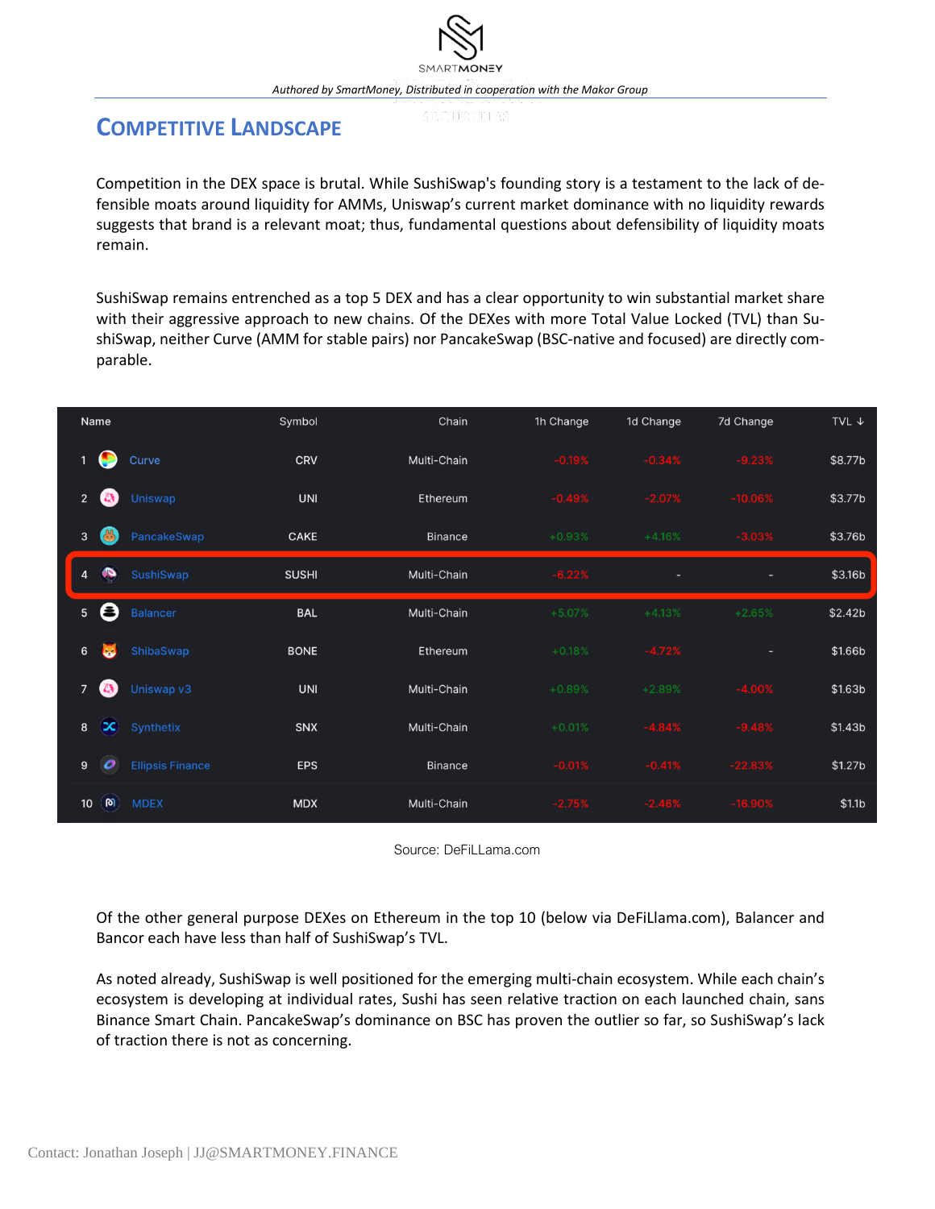## Competitive Landscape

Competition in the DEX space is brutal. While SushiSwap's founding story is a testament to the lack of defensible moats around liquidity for AMMs, Uniswap's current market dominance with no liquidity rewards suggests that brand is a relevant moat; thus, fundamental questions about defensibility of liquidity moats remain.

SushiSwap remains entrenched as a top 5 DEX and has a clear opportunity to win substantial market share with their aggressive approach to new chains. Of the DEXes with more Total Value Locked (TVL) than SushiSwap, neither Curve (AMM for stable pairs) nor PancakeSwap (BSC-native and focused) are directly comparable.

| | Name | Symbol | Chain | 1h Change | 1d Change | 7d Change | TVL ↓ |
|---|---|---|---|---|---|---|---|
| 1 | Curve | CRV | Multi-Chain | -0.19% | -0.34% | -9.23% | $8.77b |
| 2 | Uniswap | UNI | Ethereum | -0.49% | -2.07% | -10.06% | $3.77b |
| 3 | PancakeSwap | CAKE | Binance | +0.93% | +4.16% | -3.03% | $3.76b |
| 4 | SushiSwap | SUSHI | Multi-Chain | -6.22% | - | - | $3.16b |
| 5 | Balancer | BAL | Multi-Chain | +5.07% | +4.13% | +2.65% | $2.42b |
| 6 | ShibaSwap | BONE | Ethereum | +0.18% | -4.72% | - | $1.66b |
| 7 | Uniswap v3 | UNI | Multi-Chain | +0.89% | +2.89% | -4.00% | $1.63b |
| 8 | Synthetix | SNX | Multi-Chain | +0.01% | -4.84% | -9.48% | $1.43b |
| 9 | Ellipsis Finance | EPS | Binance | -0.01% | -0.41% | -22.83% | $1.27b |
| 10 | MDEX | MDX | Multi-Chain | -2.75% | -2.46% | -16.90% | $1.1b |

Source: DeFiLLama.com

Of the other general purpose DEXes on Ethereum in the top 10 (below via DeFiLlama.com), Balancer and Bancor each have less than half of SushiSwap's TVL.

As noted already, SushiSwap is well positioned for the emerging multi-chain ecosystem. While each chain's ecosystem is developing at individual rates, Sushi has seen relative traction on each launched chain, sans Binance Smart Chain. PancakeSwap's dominance on BSC has proven the outlier so far, so SushiSwap's lack of traction there is not as concerning.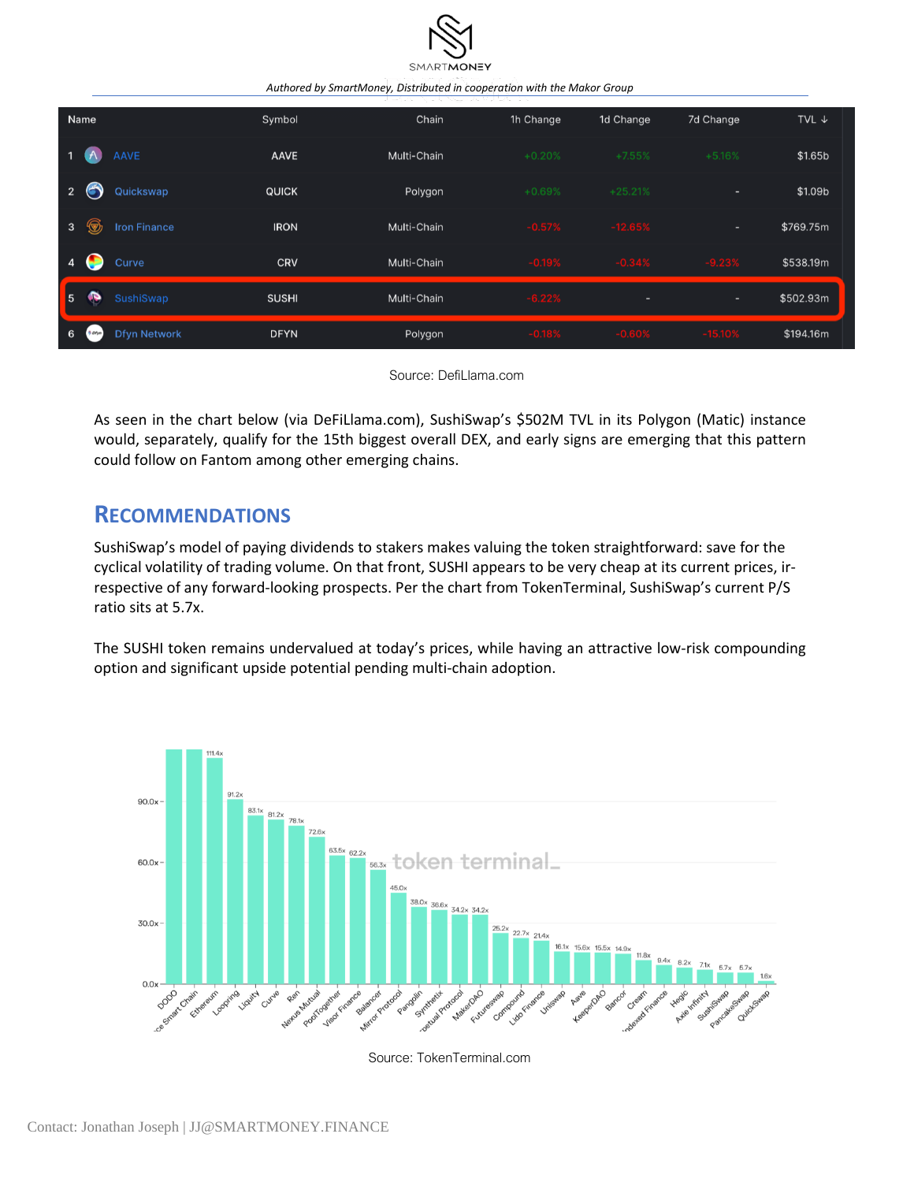| Name | Symbol | Chain | 1h Change | 1d Change | 7d Change | TVL ↓ |
|---|---|---|---|---|---|---|
| 1 AAVE | AAVE | Multi-Chain | +0.20% | +7.55% | +5.16% | $1.65b |
| 2 Quickswap | QUICK | Polygon | +0.69% | +25.21% | - | $1.09b |
| 3 Iron Finance | IRON | Multi-Chain | -0.57% | -12.65% | - | $769.75m |
| 4 Curve | CRV | Multi-Chain | -0.19% | -0.34% | -9.23% | $538.19m |
| 5 SushiSwap | SUSHI | Multi-Chain | -6.22% | - | - | $502.93m |
| 6 Dfyn Network | DFYN | Polygon | -0.18% | -0.60% | -15.10% | $194.16m |

Source: DefiLlama.com

As seen in the chart below (via DeFiLlama.com), SushiSwap's $502M TVL in its Polygon (Matic) instance would, separately, qualify for the 15th biggest overall DEX, and early signs are emerging that this pattern could follow on Fantom among other emerging chains.

## Recommendations

SushiSwap's model of paying dividends to stakers makes valuing the token straightforward: save for the cyclical volatility of trading volume. On that front, SUSHI appears to be very cheap at its current prices, irrespective of any forward-looking prospects. Per the chart from TokenTerminal, SushiSwap's current P/S ratio sits at 5.7x.

The SUSHI token remains undervalued at today's prices, while having an attractive low-risk compounding option and significant upside potential pending multi-chain adoption.

| Project | P/S Ratio |
|---|---|
| DODO | |
| Binance Smart Chain | |
| Ethereum | 111.4x |
| Loopring | 91.2x |
| Liquity | 83.1x |
| Curve | 81.2x |
| Ren | 78.1x |
| Nexus Mutual | 72.6x |
| PoolTogether | 63.5x |
| Visor Finance | 62.2x |
| Balancer | 56.3x |
| Mirror Protocol | 45.0x |
| Pangolin | 38.0x |
| Synthetix | 36.6x |
| Perpetual Protocol | 34.2x |
| MakerDAO | 34.2x |
| Futureswap | 25.2x |
| Compound | 22.7x |
| Lido Finance | 21.4x |
| Uniswap | 16.1x |
| Aave | 15.6x |
| KeeperDAO | 15.5x |
| Bancor | 14.9x |
| Cream | 11.8x |
| Indexed Finance | 9.4x |
| Hegic | 8.2x |
| Axie Infinity | 7.1x |
| SushiSwap | 5.7x |
| PancakeSwap | 5.7x |
| QuickSwap | 1.6x |

Source: TokenTerminal.com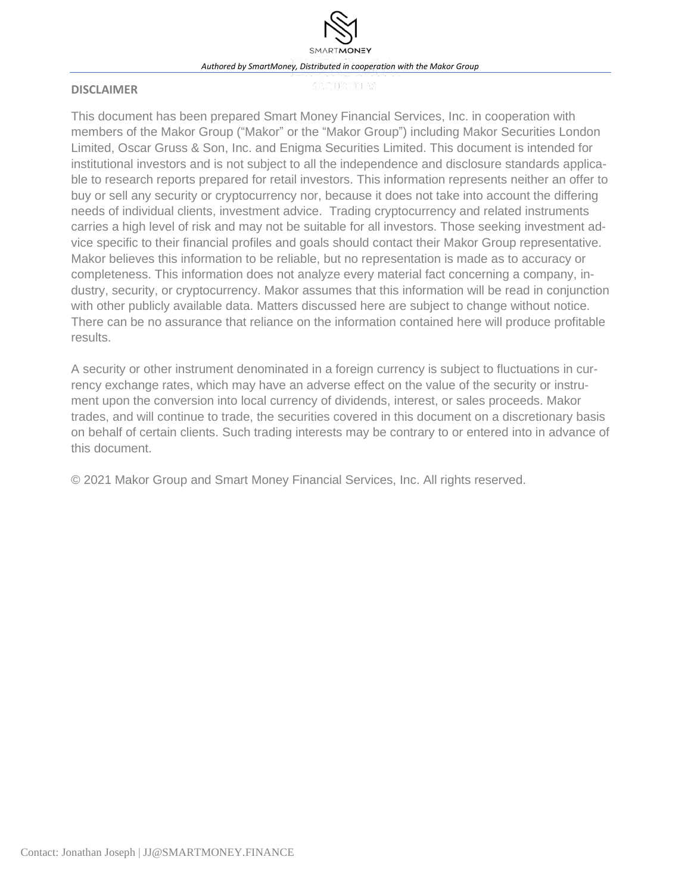## DISCLAIMER

This document has been prepared Smart Money Financial Services, Inc. in cooperation with members of the Makor Group ("Makor" or the "Makor Group") including Makor Securities London Limited, Oscar Gruss & Son, Inc. and Enigma Securities Limited. This document is intended for institutional investors and is not subject to all the independence and disclosure standards applicable to research reports prepared for retail investors. This information represents neither an offer to buy or sell any security or cryptocurrency nor, because it does not take into account the differing needs of individual clients, investment advice. Trading cryptocurrency and related instruments carries a high level of risk and may not be suitable for all investors. Those seeking investment advice specific to their financial profiles and goals should contact their Makor Group representative. Makor believes this information to be reliable, but no representation is made as to accuracy or completeness. This information does not analyze every material fact concerning a company, industry, security, or cryptocurrency. Makor assumes that this information will be read in conjunction with other publicly available data. Matters discussed here are subject to change without notice. There can be no assurance that reliance on the information contained here will produce profitable results.

A security or other instrument denominated in a foreign currency is subject to fluctuations in currency exchange rates, which may have an adverse effect on the value of the security or instrument upon the conversion into local currency of dividends, interest, or sales proceeds. Makor trades, and will continue to trade, the securities covered in this document on a discretionary basis on behalf of certain clients. Such trading interests may be contrary to or entered into in advance of this document.

© 2021 Makor Group and Smart Money Financial Services, Inc. All rights reserved.